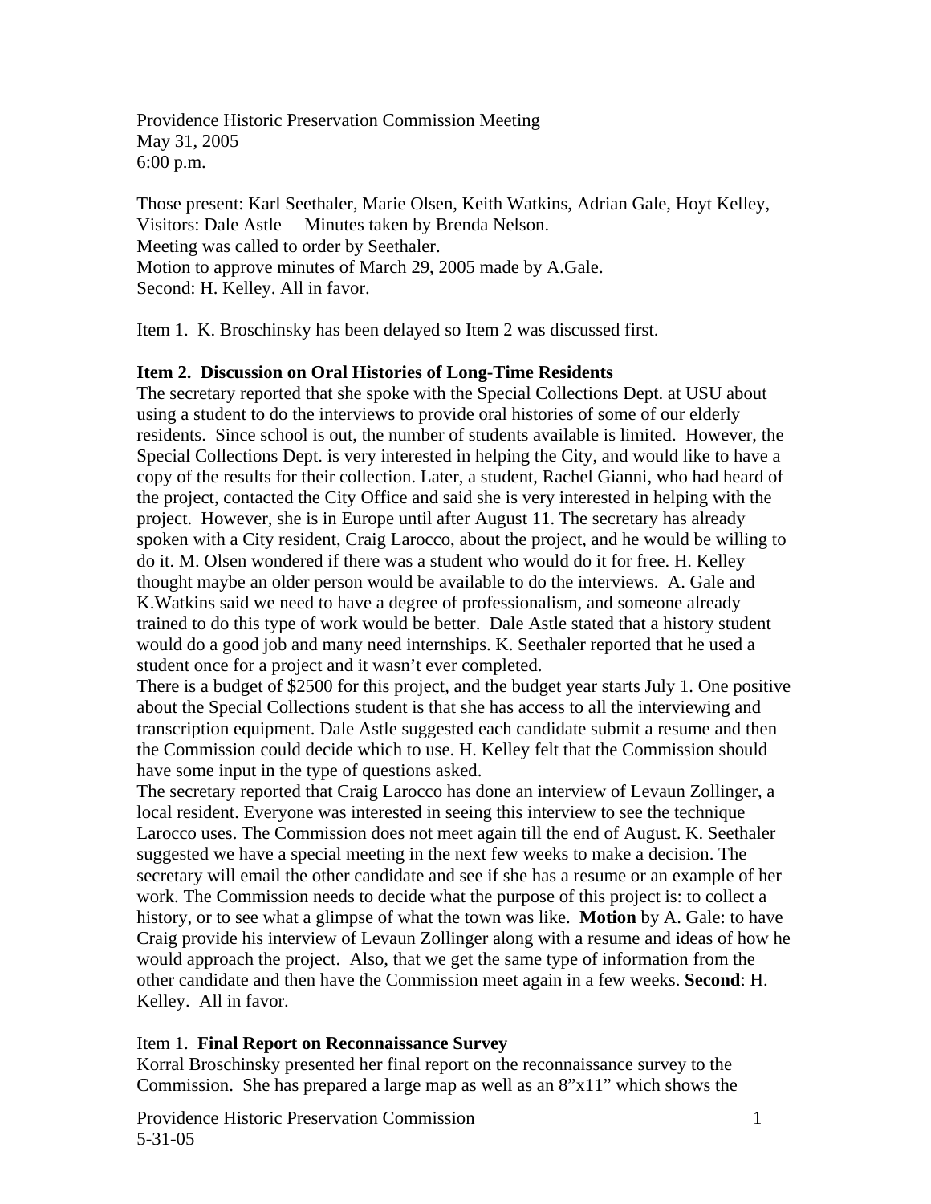Providence Historic Preservation Commission Meeting
May 31, 2005
6:00 p.m.

Those present: Karl Seethaler, Marie Olsen, Keith Watkins, Adrian Gale, Hoyt Kelley,
Visitors: Dale Astle     Minutes taken by Brenda Nelson.
Meeting was called to order by Seethaler.
Motion to approve minutes of March 29, 2005 made by A.Gale.
Second: H. Kelley. All in favor.

Item 1. K. Broschinsky has been delayed so Item 2 was discussed first.

**Item 2. Discussion on Oral Histories of Long-Time Residents**

The secretary reported that she spoke with the Special Collections Dept. at USU about using a student to do the interviews to provide oral histories of some of our elderly residents. Since school is out, the number of students available is limited. However, the Special Collections Dept. is very interested in helping the City, and would like to have a copy of the results for their collection. Later, a student, Rachel Gianni, who had heard of the project, contacted the City Office and said she is very interested in helping with the project. However, she is in Europe until after August 11. The secretary has already spoken with a City resident, Craig Larocco, about the project, and he would be willing to do it. M. Olsen wondered if there was a student who would do it for free. H. Kelley thought maybe an older person would be available to do the interviews. A. Gale and K.Watkins said we need to have a degree of professionalism, and someone already trained to do this type of work would be better. Dale Astle stated that a history student would do a good job and many need internships. K. Seethaler reported that he used a student once for a project and it wasn't ever completed.

There is a budget of $2500 for this project, and the budget year starts July 1. One positive about the Special Collections student is that she has access to all the interviewing and transcription equipment. Dale Astle suggested each candidate submit a resume and then the Commission could decide which to use. H. Kelley felt that the Commission should have some input in the type of questions asked.

The secretary reported that Craig Larocco has done an interview of Levaun Zollinger, a local resident. Everyone was interested in seeing this interview to see the technique Larocco uses. The Commission does not meet again till the end of August. K. Seethaler suggested we have a special meeting in the next few weeks to make a decision. The secretary will email the other candidate and see if she has a resume or an example of her work. The Commission needs to decide what the purpose of this project is: to collect a history, or to see what a glimpse of what the town was like. **Motion** by A. Gale: to have Craig provide his interview of Levaun Zollinger along with a resume and ideas of how he would approach the project. Also, that we get the same type of information from the other candidate and then have the Commission meet again in a few weeks. **Second**: H. Kelley. All in favor.

Item 1. **Final Report on Reconnaissance Survey**

Korral Broschinsky presented her final report on the reconnaissance survey to the Commission. She has prepared a large map as well as an 8"x11" which shows the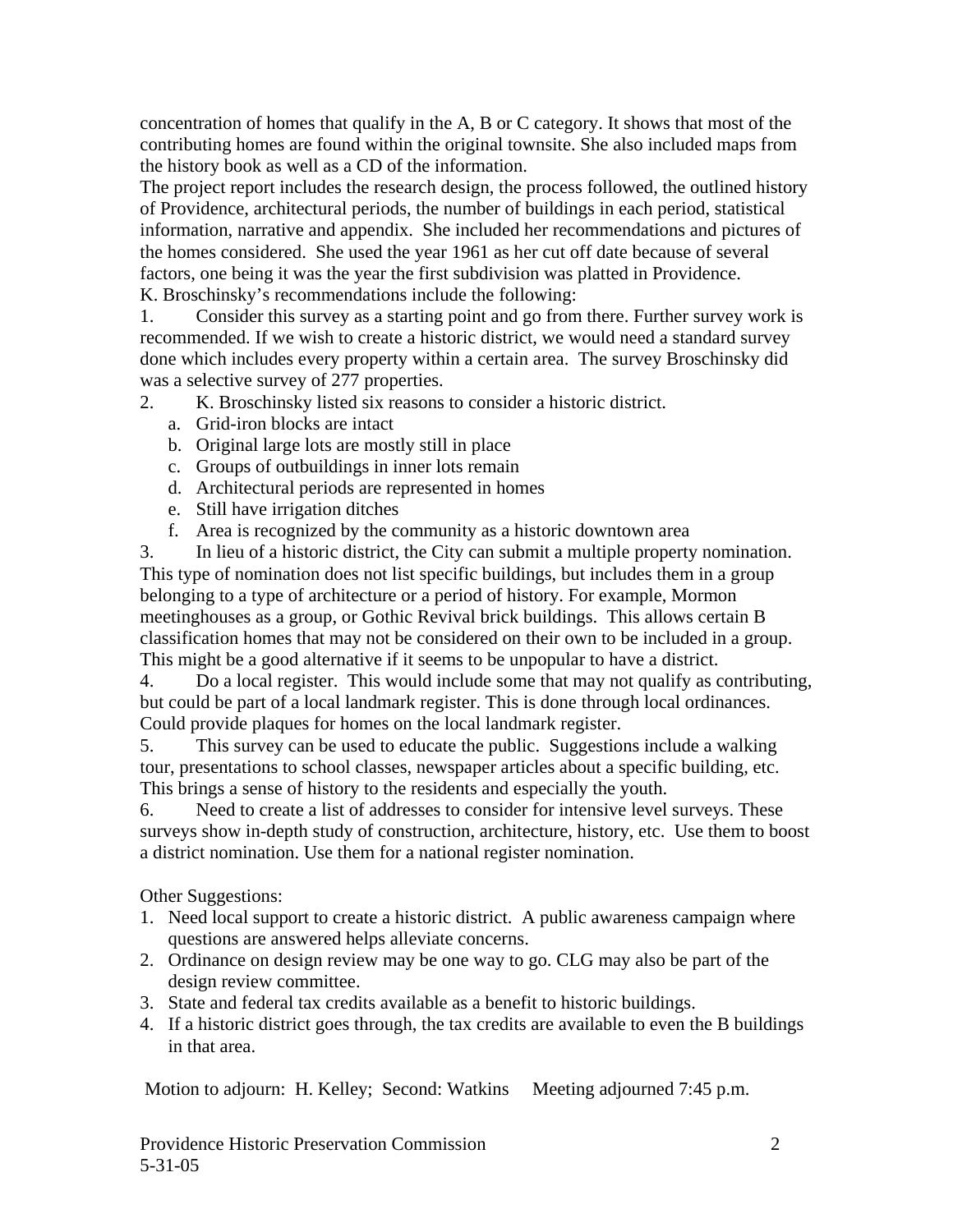concentration of homes that qualify in the A, B or C category. It shows that most of the contributing homes are found within the original townsite. She also included maps from the history book as well as a CD of the information.

The project report includes the research design, the process followed, the outlined history of Providence, architectural periods, the number of buildings in each period, statistical information, narrative and appendix. She included her recommendations and pictures of the homes considered. She used the year 1961 as her cut off date because of several factors, one being it was the year the first subdivision was platted in Providence.

K. Broschinsky's recommendations include the following:

1. Consider this survey as a starting point and go from there. Further survey work is recommended. If we wish to create a historic district, we would need a standard survey done which includes every property within a certain area. The survey Broschinsky did was a selective survey of 277 properties.
2. K. Broschinsky listed six reasons to consider a historic district.
   a. Grid-iron blocks are intact
   b. Original large lots are mostly still in place
   c. Groups of outbuildings in inner lots remain
   d. Architectural periods are represented in homes
   e. Still have irrigation ditches
   f. Area is recognized by the community as a historic downtown area
3. In lieu of a historic district, the City can submit a multiple property nomination. This type of nomination does not list specific buildings, but includes them in a group belonging to a type of architecture or a period of history. For example, Mormon meetinghouses as a group, or Gothic Revival brick buildings. This allows certain B classification homes that may not be considered on their own to be included in a group. This might be a good alternative if it seems to be unpopular to have a district.
4. Do a local register. This would include some that may not qualify as contributing, but could be part of a local landmark register. This is done through local ordinances. Could provide plaques for homes on the local landmark register.
5. This survey can be used to educate the public. Suggestions include a walking tour, presentations to school classes, newspaper articles about a specific building, etc. This brings a sense of history to the residents and especially the youth.
6. Need to create a list of addresses to consider for intensive level surveys. These surveys show in-depth study of construction, architecture, history, etc. Use them to boost a district nomination. Use them for a national register nomination.

Other Suggestions:

1. Need local support to create a historic district. A public awareness campaign where questions are answered helps alleviate concerns.
2. Ordinance on design review may be one way to go. CLG may also be part of the design review committee.
3. State and federal tax credits available as a benefit to historic buildings.
4. If a historic district goes through, the tax credits are available to even the B buildings in that area.

Motion to adjourn: H. Kelley; Second: Watkins Meeting adjourned 7:45 p.m.